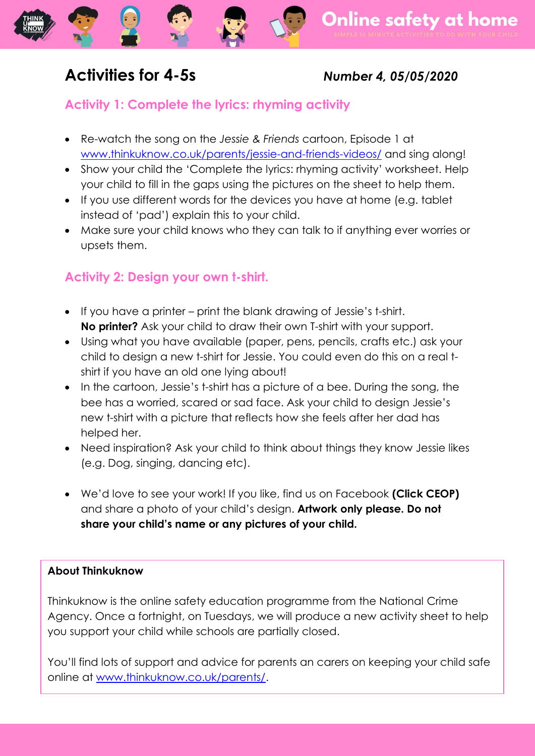# Online safety at home

SIMPLE 15 MINUTE ACTIVITIES TO DO WITH YOUR CHILD

## Activities for 4-5s

***Number 4, 05/05/2020***

### Activity 1: Complete the lyrics: rhyming activity

- Re-watch the song on the *Jessie & Friends* cartoon, Episode 1 at www.thinkuknow.co.uk/parents/jessie-and-friends-videos/ and sing along!
- Show your child the 'Complete the lyrics: rhyming activity' worksheet. Help your child to fill in the gaps using the pictures on the sheet to help them.
- If you use different words for the devices you have at home (e.g. tablet instead of 'pad') explain this to your child.
- Make sure your child knows who they can talk to if anything ever worries or upsets them.

### Activity 2: Design your own t-shirt.

- If you have a printer – print the blank drawing of Jessie's t-shirt. **No printer?** Ask your child to draw their own T-shirt with your support.
- Using what you have available (paper, pens, pencils, crafts etc.) ask your child to design a new t-shirt for Jessie. You could even do this on a real t-shirt if you have an old one lying about!
- In the cartoon, Jessie's t-shirt has a picture of a bee. During the song, the bee has a worried, scared or sad face. Ask your child to design Jessie's new t-shirt with a picture that reflects how she feels after her dad has helped her.
- Need inspiration? Ask your child to think about things they know Jessie likes (e.g. Dog, singing, dancing etc).
- We'd love to see your work! If you like, find us on Facebook **(Click CEOP)** and share a photo of your child's design. **Artwork only please. Do not share your child's name or any pictures of your child.**

**About Thinkuknow**

Thinkuknow is the online safety education programme from the National Crime Agency. Once a fortnight, on Tuesdays, we will produce a new activity sheet to help you support your child while schools are partially closed.

You'll find lots of support and advice for parents an carers on keeping your child safe online at www.thinkuknow.co.uk/parents/.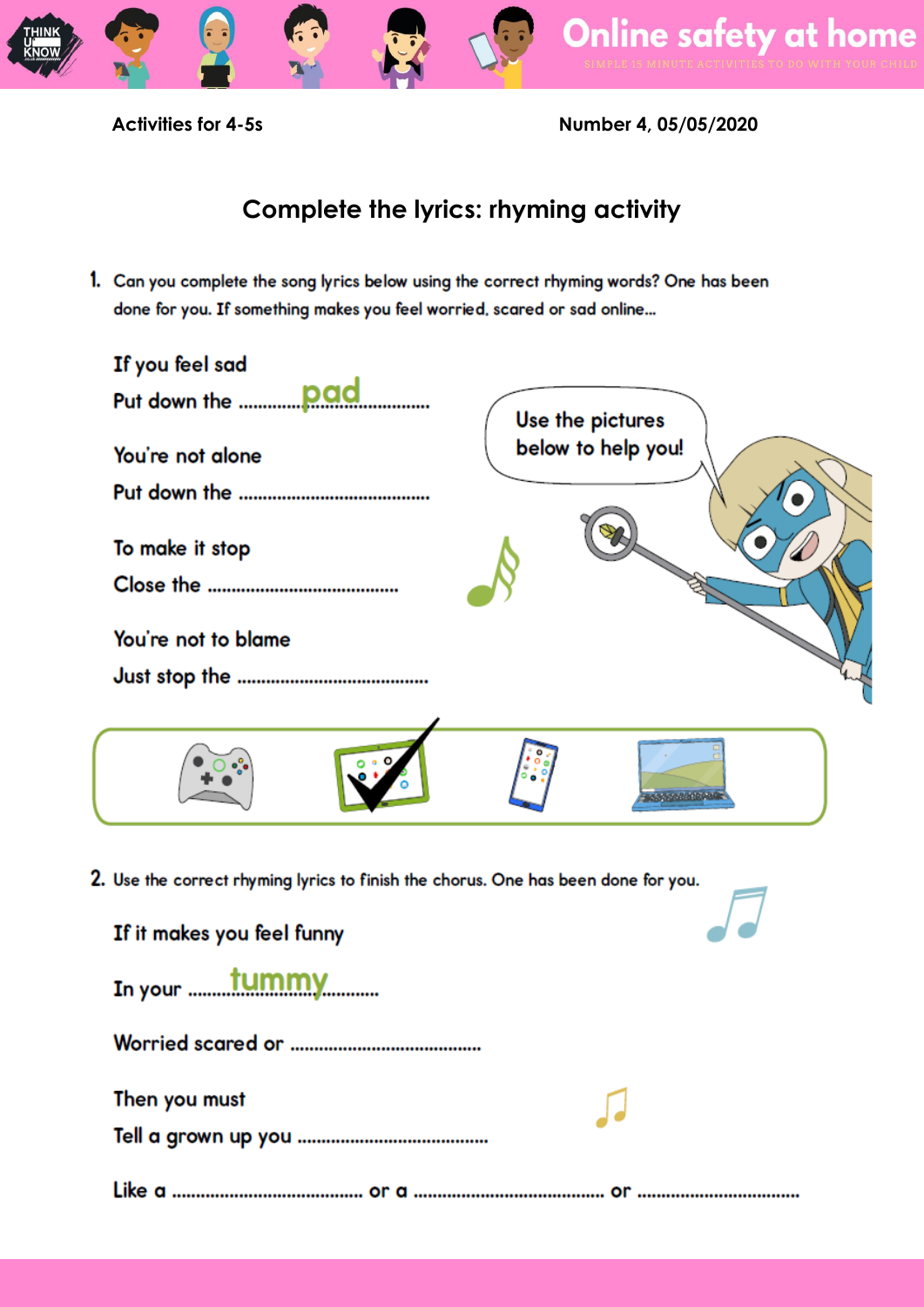Activities for 4-5s

Number 4, 05/05/2020

## Complete the lyrics: rhyming activity

1. Can you complete the song lyrics below using the correct rhyming words? One has been done for you. If something makes you feel worried, scared or sad online...

If you feel sad
Put down the ..........pad..........

You're not alone
Put down the ........................................

To make it stop
Close the ........................................

You're not to blame
Just stop the ........................................

Use the pictures below to help you!

2. Use the correct rhyming lyrics to finish the chorus. One has been done for you.

If it makes you feel funny
In your ..........tummy..........

Worried scared or ........................................

Then you must
Tell a grown up you ........................................

Like a ........................................ or a ........................................ or ........................................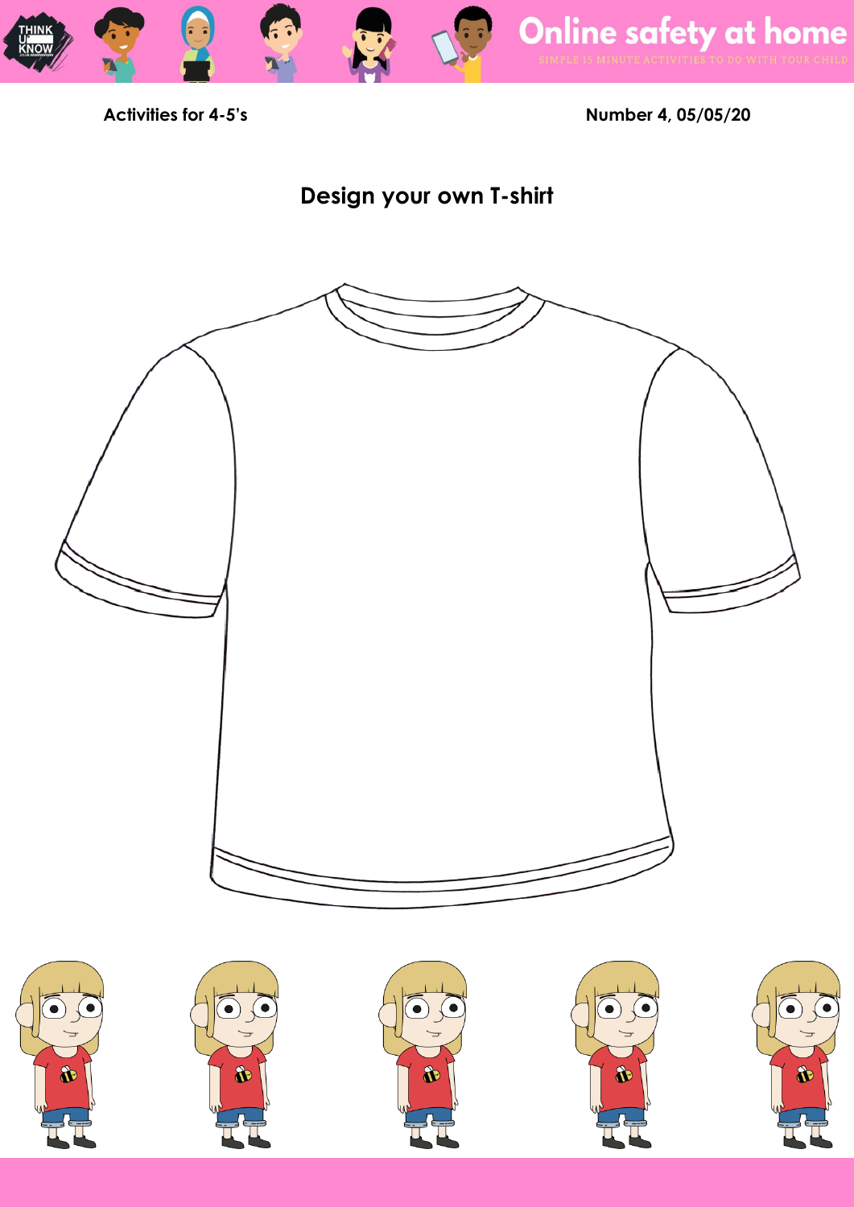Activities for 4-5's

Number 4, 05/05/20

## Design your own T-shirt